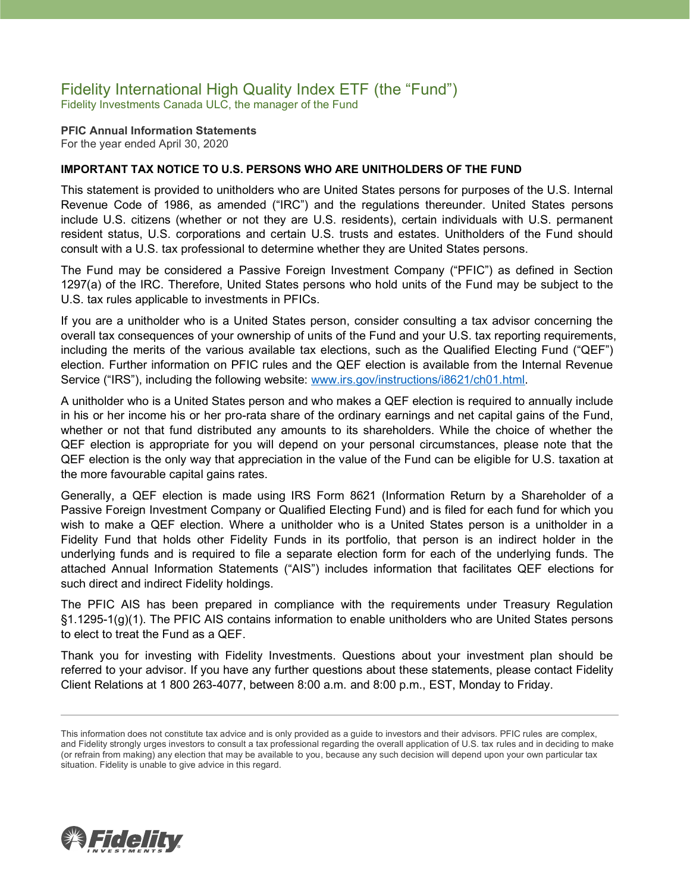# Fidelity International High Quality Index ETF (the "Fund")

Fidelity Investments Canada ULC, the manager of the Fund

**PFIC Annual Information Statements**

For the year ended April 30, 2020

**IMPORTANT TAX NOTICE TO U.S. PERSONS WHO ARE UNITHOLDERS OF THE FUND**

This statement is provided to unitholders who are United States persons for purposes of the U.S. Internal Revenue Code of 1986, as amended ("IRC") and the regulations thereunder. United States persons include U.S. citizens (whether or not they are U.S. residents), certain individuals with U.S. permanent resident status, U.S. corporations and certain U.S. trusts and estates. Unitholders of the Fund should consult with a U.S. tax professional to determine whether they are United States persons.

The Fund may be considered a Passive Foreign Investment Company ("PFIC") as defined in Section 1297(a) of the IRC. Therefore, United States persons who hold units of the Fund may be subject to the U.S. tax rules applicable to investments in PFICs.

If you are a unitholder who is a United States person, consider consulting a tax advisor concerning the overall tax consequences of your ownership of units of the Fund and your U.S. tax reporting requirements, including the merits of the various available tax elections, such as the Qualified Electing Fund ("QEF") election. Further information on PFIC rules and the QEF election is available from the Internal Revenue Service ("IRS"), including the following website: [www.irs.gov/instructions/i8621/ch01.html](www.irs.gov/instructions/i8621/ch01.html).

A unitholder who is a United States person and who makes a QEF election is required to annually include in his or her income his or her pro-rata share of the ordinary earnings and net capital gains of the Fund, whether or not that fund distributed any amounts to its shareholders. While the choice of whether the QEF election is appropriate for you will depend on your personal circumstances, please note that the QEF election is the only way that appreciation in the value of the Fund can be eligible for U.S. taxation at the more favourable capital gains rates.

Generally, a QEF election is made using IRS Form 8621 (Information Return by a Shareholder of a Passive Foreign Investment Company or Qualified Electing Fund) and is filed for each fund for which you wish to make a QEF election. Where a unitholder who is a United States person is a unitholder in a Fidelity Fund that holds other Fidelity Funds in its portfolio, that person is an indirect holder in the underlying funds and is required to file a separate election form for each of the underlying funds. The attached Annual Information Statements ("AIS") includes information that facilitates QEF elections for such direct and indirect Fidelity holdings.

The PFIC AIS has been prepared in compliance with the requirements under Treasury Regulation §1.1295-1(g)(1). The PFIC AIS contains information to enable unitholders who are United States persons to elect to treat the Fund as a QEF.

Thank you for investing with Fidelity Investments. Questions about your investment plan should be referred to your advisor. If you have any further questions about these statements, please contact Fidelity Client Relations at 1 800 263-4077, between 8:00 a.m. and 8:00 p.m., EST, Monday to Friday.

---

This information does not constitute tax advice and is only provided as a guide to investors and their advisors. PFIC rules are complex, and Fidelity strongly urges investors to consult a tax professional regarding the overall application of U.S. tax rules and in deciding to make (or refrain from making) any election that may be available to you, because any such decision will depend upon your own particular tax situation. Fidelity is unable to give advice in this regard.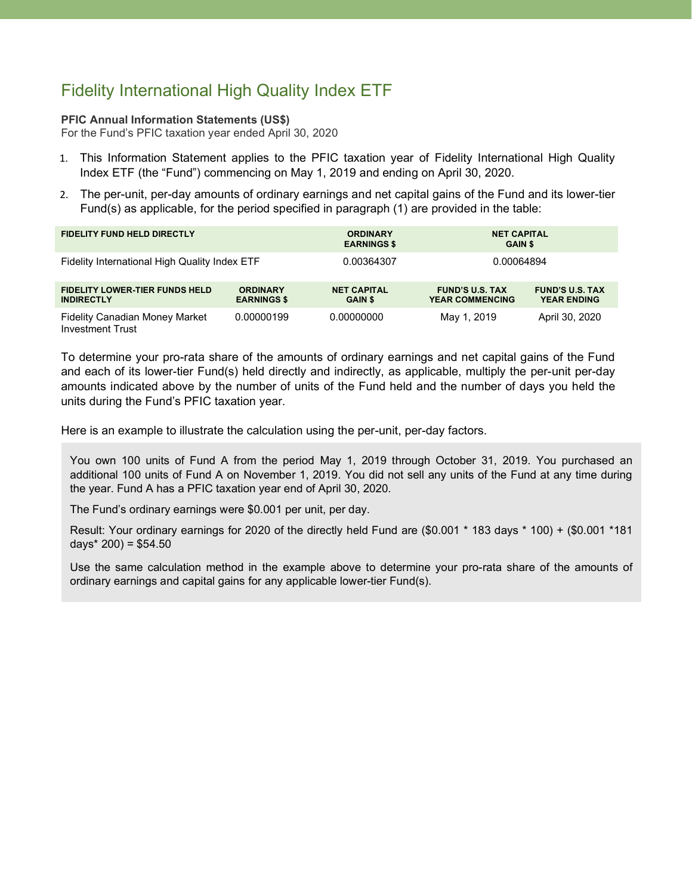# Fidelity International High Quality Index ETF

**PFIC Annual Information Statements (US$)**
For the Fund's PFIC taxation year ended April 30, 2020

1. This Information Statement applies to the PFIC taxation year of Fidelity International High Quality Index ETF (the "Fund") commencing on May 1, 2019 and ending on April 30, 2020.
2. The per-unit, per-day amounts of ordinary earnings and net capital gains of the Fund and its lower-tier Fund(s) as applicable, for the period specified in paragraph (1) are provided in the table:

| FIDELITY FUND HELD DIRECTLY | ORDINARY EARNINGS $ | NET CAPITAL GAIN $ |
|---|---|---|
| Fidelity International High Quality Index ETF | 0.00364307 | 0.00064894 |

| FIDELITY LOWER-TIER FUNDS HELD INDIRECTLY | ORDINARY EARNINGS $ | NET CAPITAL GAIN $ | FUND'S U.S. TAX YEAR COMMENCING | FUND'S U.S. TAX YEAR ENDING |
|---|---|---|---|---|
| Fidelity Canadian Money Market Investment Trust | 0.00000199 | 0.00000000 | May 1, 2019 | April 30, 2020 |

To determine your pro-rata share of the amounts of ordinary earnings and net capital gains of the Fund and each of its lower-tier Fund(s) held directly and indirectly, as applicable, multiply the per-unit per-day amounts indicated above by the number of units of the Fund held and the number of days you held the units during the Fund's PFIC taxation year.

Here is an example to illustrate the calculation using the per-unit, per-day factors.

> You own 100 units of Fund A from the period May 1, 2019 through October 31, 2019. You purchased an additional 100 units of Fund A on November 1, 2019. You did not sell any units of the Fund at any time during the year. Fund A has a PFIC taxation year end of April 30, 2020.
>
> The Fund's ordinary earnings were $0.001 per unit, per day.
>
> Result: Your ordinary earnings for 2020 of the directly held Fund are ($0.001 * 183 days * 100) + ($0.001 *181 days* 200) = $54.50
>
> Use the same calculation method in the example above to determine your pro-rata share of the amounts of ordinary earnings and capital gains for any applicable lower-tier Fund(s).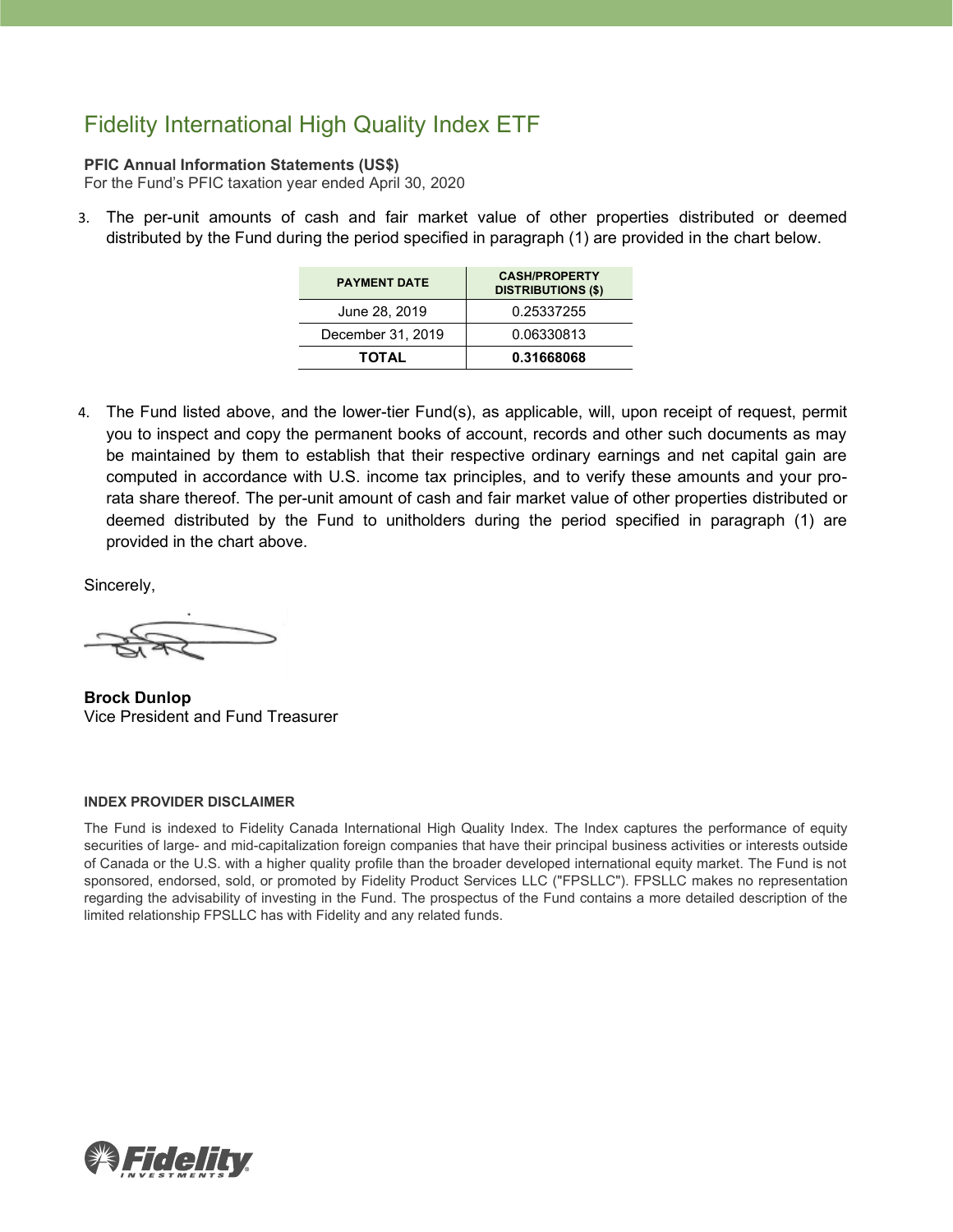# Fidelity International High Quality Index ETF

**PFIC Annual Information Statements (US$)**
For the Fund's PFIC taxation year ended April 30, 2020

3. The per-unit amounts of cash and fair market value of other properties distributed or deemed distributed by the Fund during the period specified in paragraph (1) are provided in the chart below.

| PAYMENT DATE | CASH/PROPERTY DISTRIBUTIONS ($) |
|---|---|
| June 28, 2019 | 0.25337255 |
| December 31, 2019 | 0.06330813 |
| **TOTAL** | **0.31668068** |

4. The Fund listed above, and the lower-tier Fund(s), as applicable, will, upon receipt of request, permit you to inspect and copy the permanent books of account, records and other such documents as may be maintained by them to establish that their respective ordinary earnings and net capital gain are computed in accordance with U.S. income tax principles, and to verify these amounts and your pro-rata share thereof. The per-unit amount of cash and fair market value of other properties distributed or deemed distributed by the Fund to unitholders during the period specified in paragraph (1) are provided in the chart above.

Sincerely,

**Brock Dunlop**
Vice President and Fund Treasurer

**INDEX PROVIDER DISCLAIMER**

The Fund is indexed to Fidelity Canada International High Quality Index. The Index captures the performance of equity securities of large- and mid-capitalization foreign companies that have their principal business activities or interests outside of Canada or the U.S. with a higher quality profile than the broader developed international equity market. The Fund is not sponsored, endorsed, sold, or promoted by Fidelity Product Services LLC ("FPSLLC"). FPSLLC makes no representation regarding the advisability of investing in the Fund. The prospectus of the Fund contains a more detailed description of the limited relationship FPSLLC has with Fidelity and any related funds.